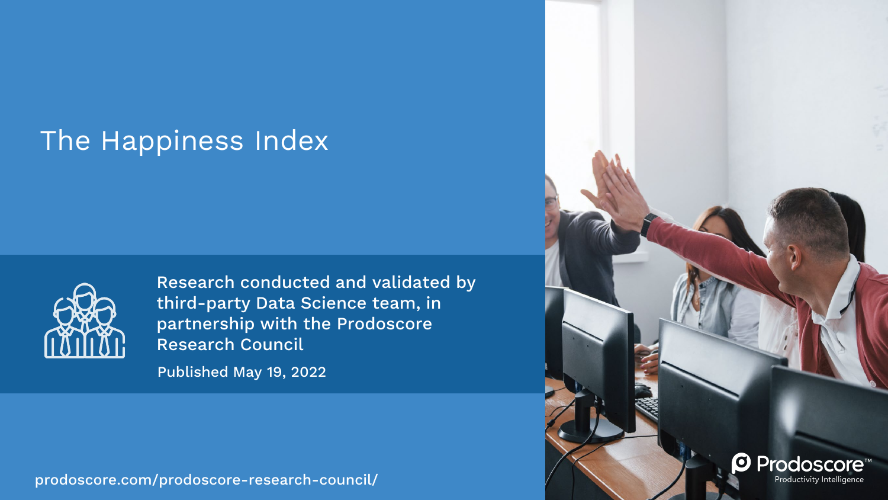# The Happiness Index

Research conducted and validated by third-party Data Science team, in partnership with the Prodoscore Research Council

Published May 19, 2022

prodoscore.com/prodoscore-research-council/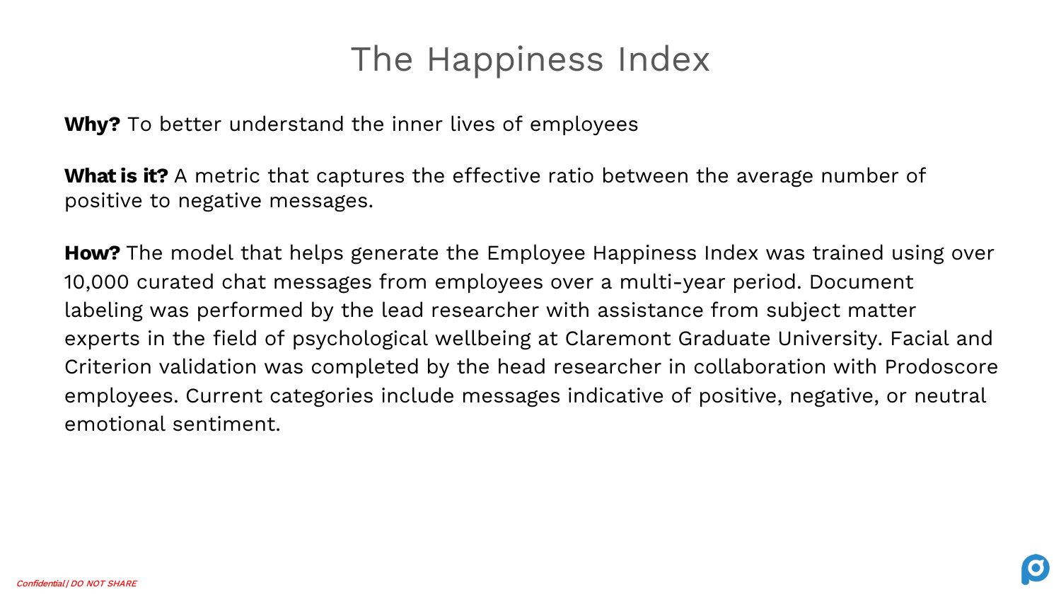# The Happiness Index

**Why?** To better understand the inner lives of employees

**What is it?** A metric that captures the effective ratio between the average number of positive to negative messages.

**How?** The model that helps generate the Employee Happiness Index was trained using over 10,000 curated chat messages from employees over a multi-year period. Document labeling was performed by the lead researcher with assistance from subject matter experts in the field of psychological wellbeing at Claremont Graduate University. Facial and Criterion validation was completed by the head researcher in collaboration with Prodoscore employees. Current categories include messages indicative of positive, negative, or neutral emotional sentiment.

*Confidential | DO NOT SHARE*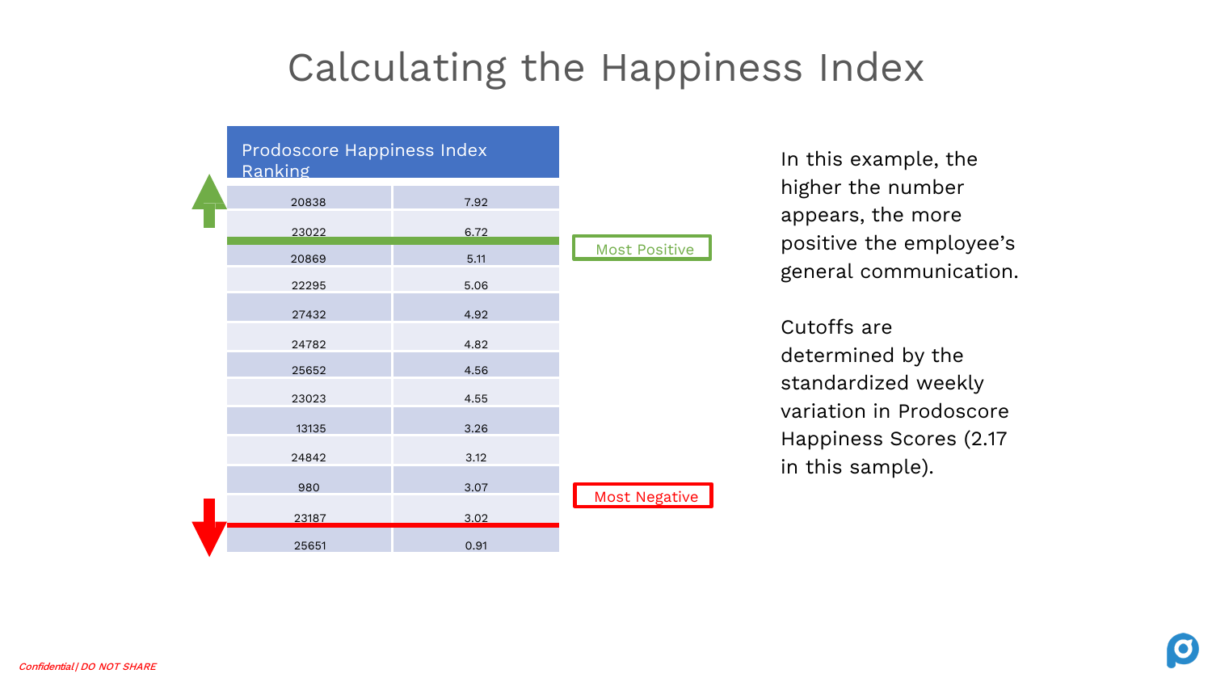# Calculating the Happiness Index

| Prodoscore Happiness Index Ranking | |
|---|---|
| 20838 | 7.92 |
| 23022 | 6.72 |
| 20869 | 5.11 |
| 22295 | 5.06 |
| 27432 | 4.92 |
| 24782 | 4.82 |
| 25652 | 4.56 |
| 23023 | 4.55 |
| 13135 | 3.26 |
| 24842 | 3.12 |
| 980 | 3.07 |
| 23187 | 3.02 |
| 25651 | 0.91 |

Most Positive

Most Negative

In this example, the higher the number appears, the more positive the employee's general communication.

Cutoffs are determined by the standardized weekly variation in Prodoscore Happiness Scores (2.17 in this sample).

*Confidential | DO NOT SHARE*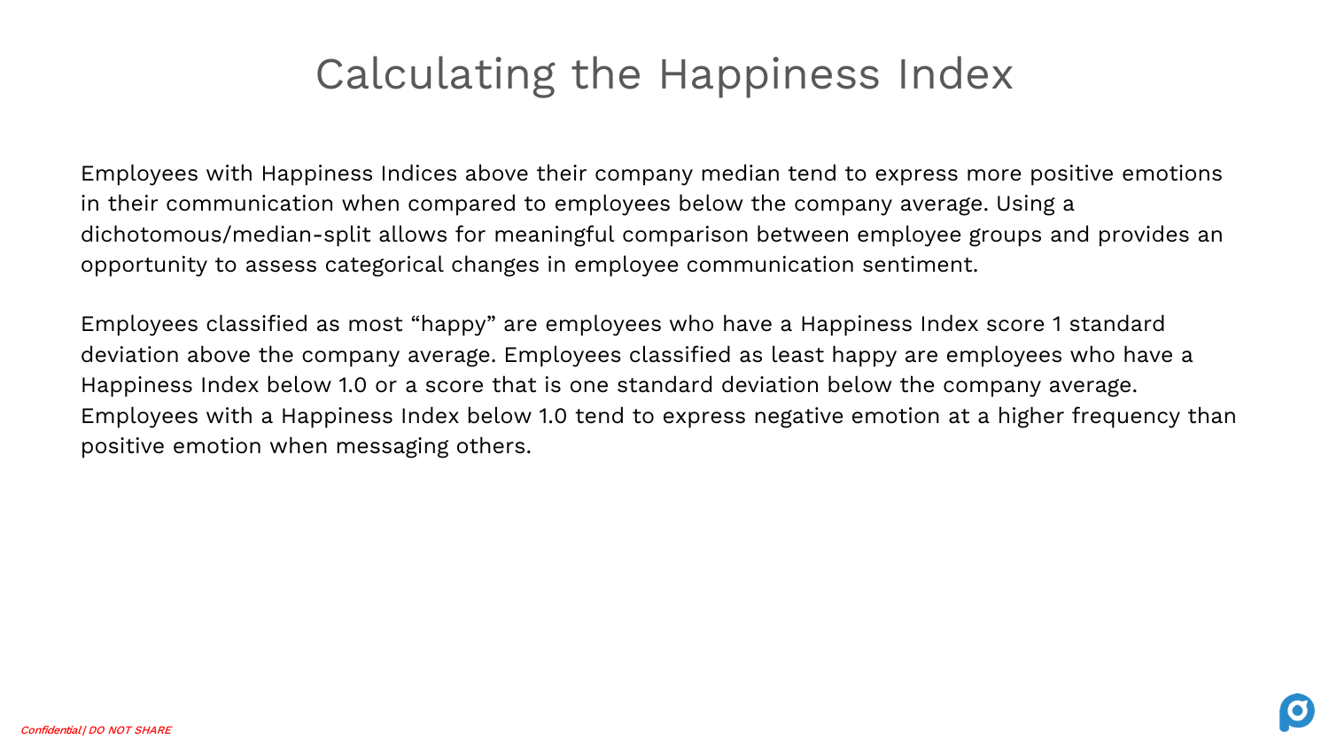# Calculating the Happiness Index

Employees with Happiness Indices above their company median tend to express more positive emotions in their communication when compared to employees below the company average. Using a dichotomous/median-split allows for meaningful comparison between employee groups and provides an opportunity to assess categorical changes in employee communication sentiment.

Employees classified as most “happy” are employees who have a Happiness Index score 1 standard deviation above the company average. Employees classified as least happy are employees who have a Happiness Index below 1.0 or a score that is one standard deviation below the company average. Employees with a Happiness Index below 1.0 tend to express negative emotion at a higher frequency than positive emotion when messaging others.

*Confidential | DO NOT SHARE*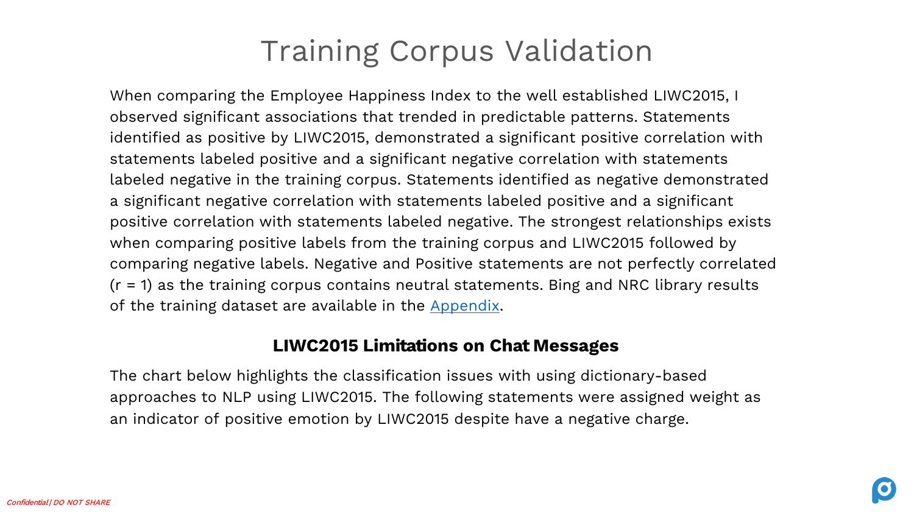# Training Corpus Validation

When comparing the Employee Happiness Index to the well established LIWC2015, I observed significant associations that trended in predictable patterns. Statements identified as positive by LIWC2015, demonstrated a significant positive correlation with statements labeled positive and a significant negative correlation with statements labeled negative in the training corpus. Statements identified as negative demonstrated a significant negative correlation with statements labeled positive and a significant positive correlation with statements labeled negative. The strongest relationships exists when comparing positive labels from the training corpus and LIWC2015 followed by comparing negative labels. Negative and Positive statements are not perfectly correlated ($r = 1$) as the training corpus contains neutral statements. Bing and NRC library results of the training dataset are available in the Appendix.

### LIWC2015 Limitations on Chat Messages

The chart below highlights the classification issues with using dictionary-based approaches to NLP using LIWC2015. The following statements were assigned weight as an indicator of positive emotion by LIWC2015 despite have a negative charge.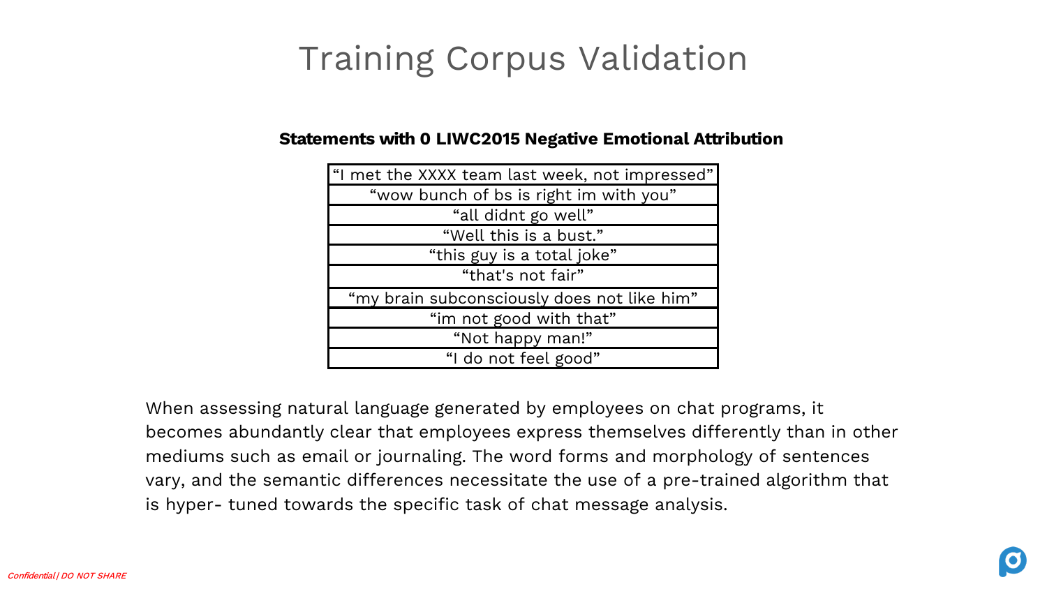# Training Corpus Validation

| Statements with 0 LIWC2015 Negative Emotional Attribution |
| --- |
| "I met the XXXX team last week, not impressed" |
| "wow bunch of bs is right im with you" |
| "all didnt go well" |
| "Well this is a bust." |
| "this guy is a total joke" |
| "that's not fair" |
| "my brain subconsciously does not like him" |
| "im not good with that" |
| "Not happy man!" |
| "I do not feel good" |

When assessing natural language generated by employees on chat programs, it becomes abundantly clear that employees express themselves differently than in other mediums such as email or journaling. The word forms and morphology of sentences vary, and the semantic differences necessitate the use of a pre-trained algorithm that is hyper- tuned towards the specific task of chat message analysis.

*Confidential | DO NOT SHARE*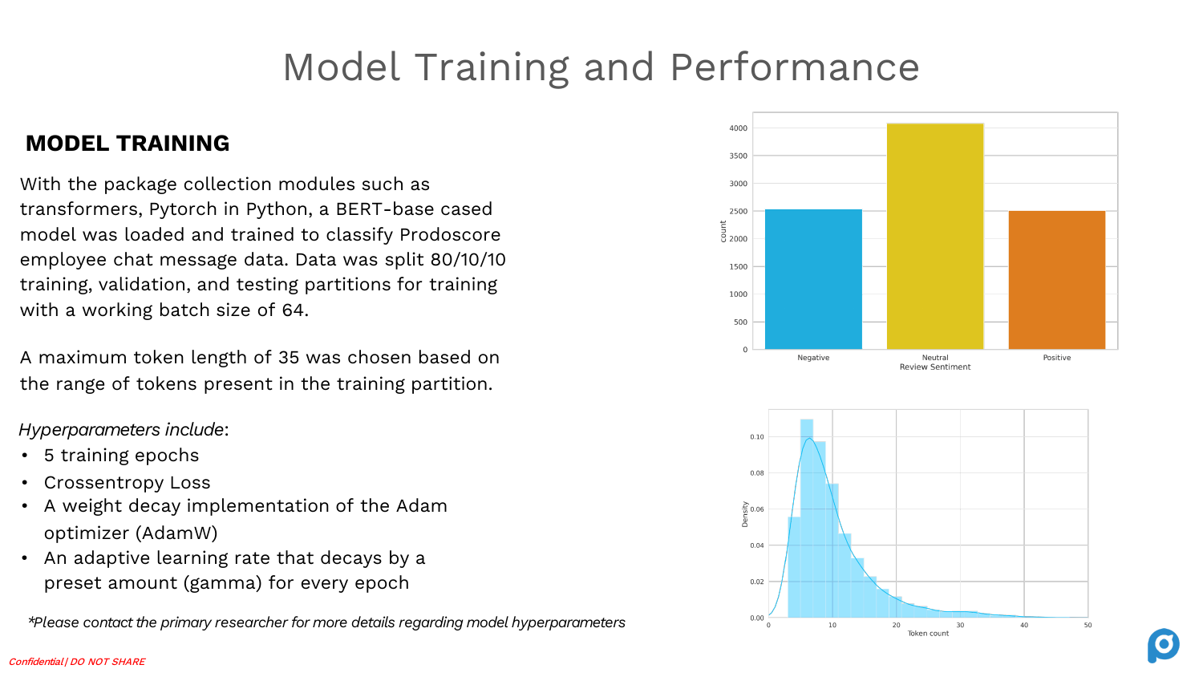# Model Training and Performance

## MODEL TRAINING

With the package collection modules such as transformers, Pytorch in Python, a BERT-base cased model was loaded and trained to classify Prodoscore employee chat message data. Data was split 80/10/10 training, validation, and testing partitions for training with a working batch size of 64.

A maximum token length of 35 was chosen based on the range of tokens present in the training partition.

*Hyperparameters include*:

- 5 training epochs
- Crossentropy Loss
- A weight decay implementation of the Adam optimizer (AdamW)
- An adaptive learning rate that decays by a preset amount (gamma) for every epoch

*\*Please contact the primary researcher for more details regarding model hyperparameters*

*Confidential | DO NOT SHARE*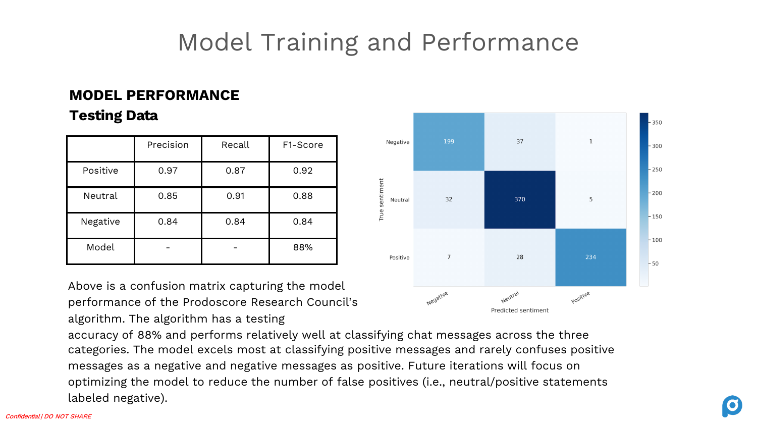# Model Training and Performance

**MODEL PERFORMANCE**

**Testing Data**

| | Precision | Recall | F1-Score |
|---|---|---|---|
| Positive | 0.97 | 0.87 | 0.92 |
| Neutral | 0.85 | 0.91 | 0.88 |
| Negative | 0.84 | 0.84 | 0.84 |
| Model | - | - | 88% |

True sentiment

Negative
199
37
1

Neutral
32
370
5

Positive
7
28
234

Negative
Neutral
Positive

Predicted sentiment

350
300
250
200
150
100
50

Above is a confusion matrix capturing the model performance of the Prodoscore Research Council's algorithm. The algorithm has a testing accuracy of 88% and performs relatively well at classifying chat messages across the three categories. The model excels most at classifying positive messages and rarely confuses positive messages as a negative and negative messages as positive. Future iterations will focus on optimizing the model to reduce the number of false positives (i.e., neutral/positive statements labeled negative).

*Confidential | DO NOT SHARE*